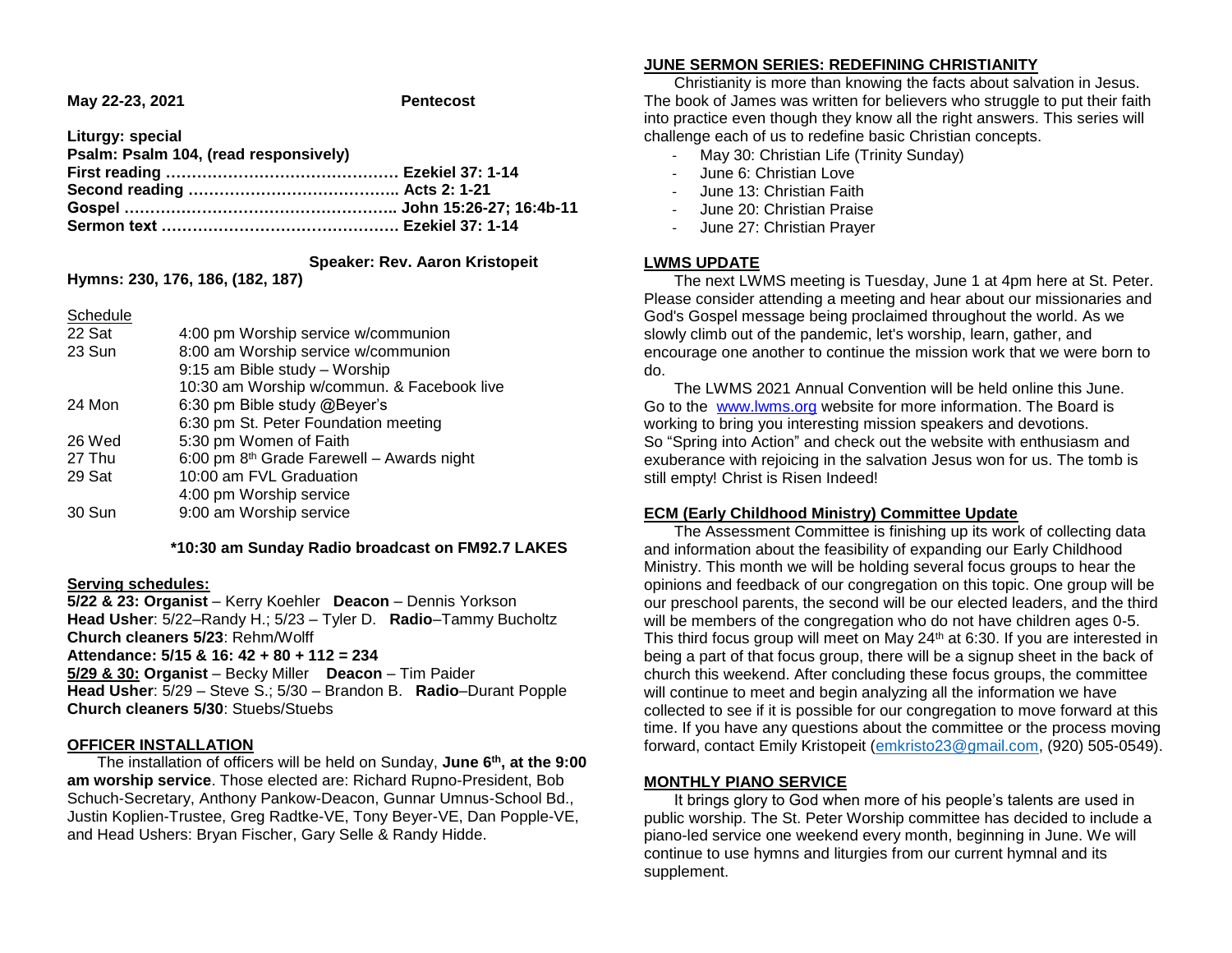**May 22-23, 2021** **Pentecost**

**Liturgy: special**
**Psalm: Psalm 104, (read responsively)**
**First reading ……………………………………… Ezekiel 37: 1-14**
**Second reading ………………………………….. Acts 2: 1-21**
**Gospel …………………………………………….. John 15:26-27; 16:4b-11**
**Sermon text ……………………………………… Ezekiel 37: 1-14**

**Speaker: Rev. Aaron Kristopeit**

**Hymns: 230, 176, 186, (182, 187)**

Schedule

| | |
|---|---|
| 22 Sat | 4:00 pm Worship service w/communion |
| 23 Sun | 8:00 am Worship service w/communion |
| | 9:15 am Bible study – Worship |
| | 10:30 am Worship w/commun. & Facebook live |
| 24 Mon | 6:30 pm Bible study @Beyer's |
| | 6:30 pm St. Peter Foundation meeting |
| 26 Wed | 5:30 pm Women of Faith |
| 27 Thu | 6:00 pm 8th Grade Farewell – Awards night |
| 29 Sat | 10:00 am FVL Graduation |
| | 4:00 pm Worship service |
| 30 Sun | 9:00 am Worship service |

**\*10:30 am Sunday Radio broadcast on FM92.7 LAKES**

**Serving schedules:**
**5/22 & 23: Organist** – Kerry Koehler **Deacon** – Dennis Yorkson
**Head Usher**: 5/22–Randy H.; 5/23 – Tyler D. **Radio**–Tammy Bucholtz
**Church cleaners 5/23**: Rehm/Wolff
**Attendance: 5/15 & 16: 42 + 80 + 112 = 234**
**5/29 & 30: Organist** – Becky Miller **Deacon** – Tim Paider
**Head Usher**: 5/29 – Steve S.; 5/30 – Brandon B. **Radio**–Durant Popple
**Church cleaners 5/30**: Stuebs/Stuebs

## OFFICER INSTALLATION

The installation of officers will be held on Sunday, **June 6th, at the 9:00 am worship service**. Those elected are: Richard Rupno-President, Bob Schuch-Secretary, Anthony Pankow-Deacon, Gunnar Umnus-School Bd., Justin Koplien-Trustee, Greg Radtke-VE, Tony Beyer-VE, Dan Popple-VE, and Head Ushers: Bryan Fischer, Gary Selle & Randy Hidde.

## JUNE SERMON SERIES: REDEFINING CHRISTIANITY

Christianity is more than knowing the facts about salvation in Jesus. The book of James was written for believers who struggle to put their faith into practice even though they know all the right answers. This series will challenge each of us to redefine basic Christian concepts.

- May 30: Christian Life (Trinity Sunday)
- June 6: Christian Love
- June 13: Christian Faith
- June 20: Christian Praise
- June 27: Christian Prayer

## LWMS UPDATE

The next LWMS meeting is Tuesday, June 1 at 4pm here at St. Peter. Please consider attending a meeting and hear about our missionaries and God's Gospel message being proclaimed throughout the world. As we slowly climb out of the pandemic, let's worship, learn, gather, and encourage one another to continue the mission work that we were born to do.

The LWMS 2021 Annual Convention will be held online this June. Go to the www.lwms.org website for more information. The Board is working to bring you interesting mission speakers and devotions. So "Spring into Action" and check out the website with enthusiasm and exuberance with rejoicing in the salvation Jesus won for us. The tomb is still empty! Christ is Risen Indeed!

## ECM (Early Childhood Ministry) Committee Update

The Assessment Committee is finishing up its work of collecting data and information about the feasibility of expanding our Early Childhood Ministry. This month we will be holding several focus groups to hear the opinions and feedback of our congregation on this topic. One group will be our preschool parents, the second will be our elected leaders, and the third will be members of the congregation who do not have children ages 0-5. This third focus group will meet on May 24th at 6:30. If you are interested in being a part of that focus group, there will be a signup sheet in the back of church this weekend. After concluding these focus groups, the committee will continue to meet and begin analyzing all the information we have collected to see if it is possible for our congregation to move forward at this time. If you have any questions about the committee or the process moving forward, contact Emily Kristopeit (emkristo23@gmail.com, (920) 505-0549).

## MONTHLY PIANO SERVICE

It brings glory to God when more of his people's talents are used in public worship. The St. Peter Worship committee has decided to include a piano-led service one weekend every month, beginning in June. We will continue to use hymns and liturgies from our current hymnal and its supplement.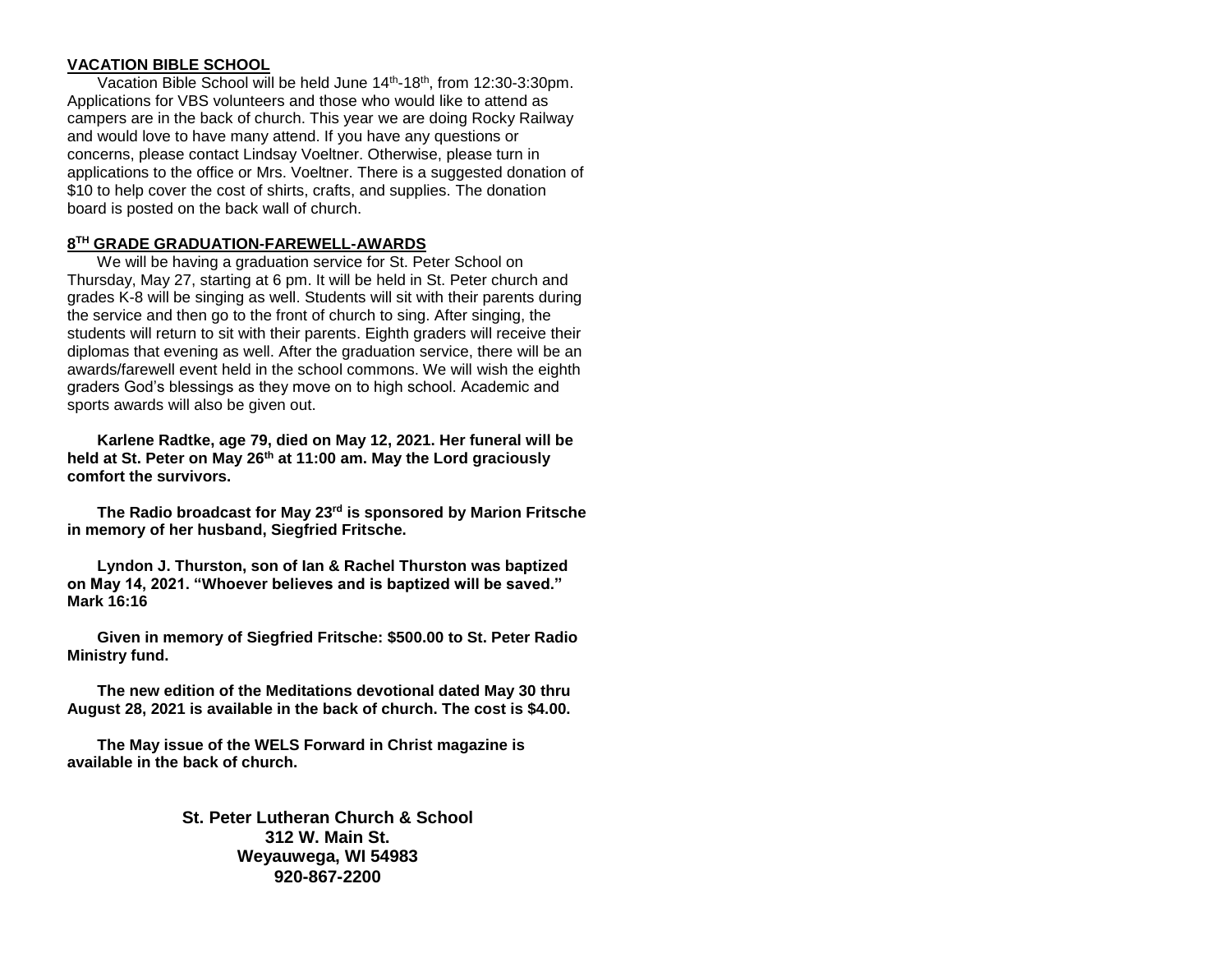## VACATION BIBLE SCHOOL

Vacation Bible School will be held June 14th-18th, from 12:30-3:30pm. Applications for VBS volunteers and those who would like to attend as campers are in the back of church. This year we are doing Rocky Railway and would love to have many attend. If you have any questions or concerns, please contact Lindsay Voeltner. Otherwise, please turn in applications to the office or Mrs. Voeltner. There is a suggested donation of $10 to help cover the cost of shirts, crafts, and supplies. The donation board is posted on the back wall of church.

## 8TH GRADE GRADUATION-FAREWELL-AWARDS

We will be having a graduation service for St. Peter School on Thursday, May 27, starting at 6 pm. It will be held in St. Peter church and grades K-8 will be singing as well. Students will sit with their parents during the service and then go to the front of church to sing. After singing, the students will return to sit with their parents. Eighth graders will receive their diplomas that evening as well. After the graduation service, there will be an awards/farewell event held in the school commons. We will wish the eighth graders God's blessings as they move on to high school. Academic and sports awards will also be given out.

**Karlene Radtke, age 79, died on May 12, 2021. Her funeral will be held at St. Peter on May 26th at 11:00 am. May the Lord graciously comfort the survivors.**

**The Radio broadcast for May 23rd is sponsored by Marion Fritsche in memory of her husband, Siegfried Fritsche.**

**Lyndon J. Thurston, son of Ian & Rachel Thurston was baptized on May 14, 2021. "Whoever believes and is baptized will be saved." Mark 16:16**

**Given in memory of Siegfried Fritsche: $500.00 to St. Peter Radio Ministry fund.**

**The new edition of the Meditations devotional dated May 30 thru August 28, 2021 is available in the back of church. The cost is $4.00.**

**The May issue of the WELS Forward in Christ magazine is available in the back of church.**

**St. Peter Lutheran Church & School**
**312 W. Main St.**
**Weyauwega, WI 54983**
**920-867-2200**